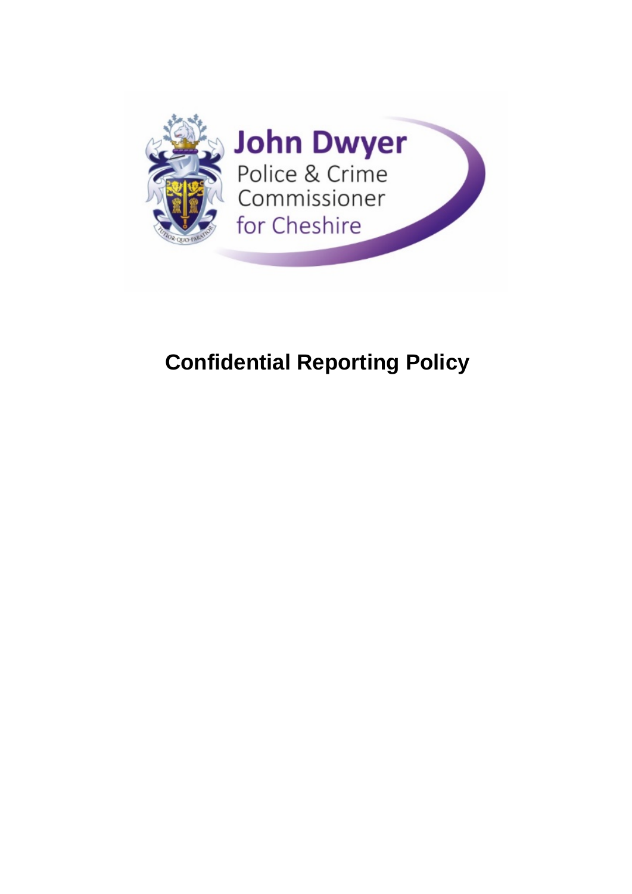John Dwyer
Police & Crime Commissioner for Cheshire

# Confidential Reporting Policy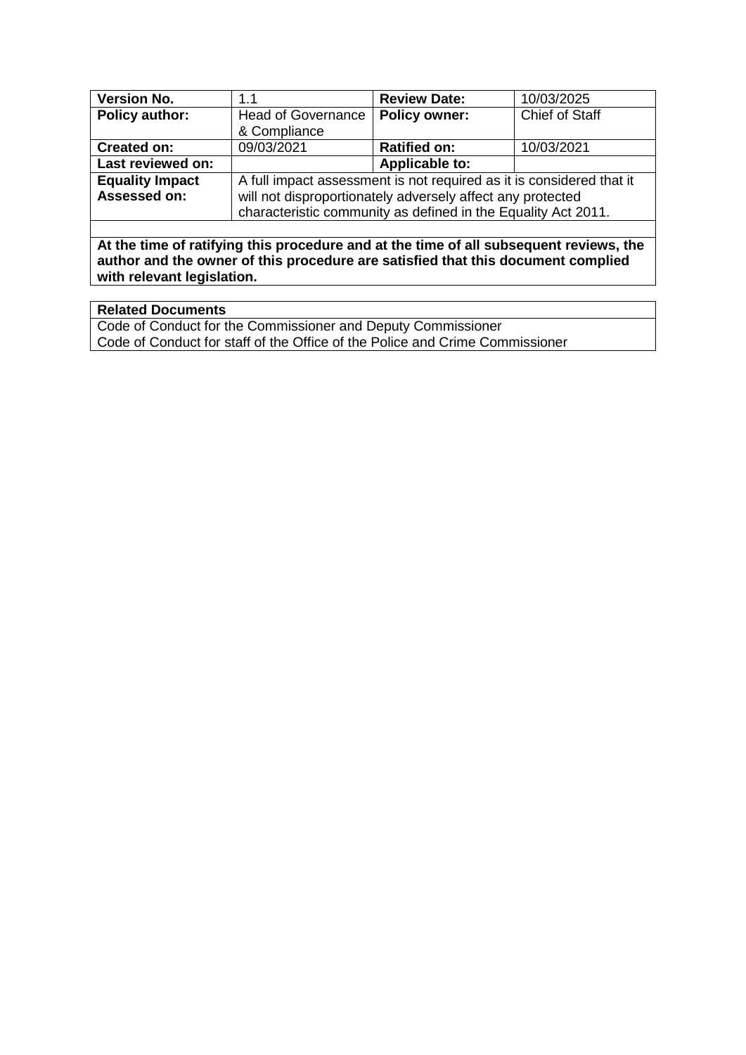| Version No. | 1.1 | Review Date: | 10/03/2025 |
| --- | --- | --- | --- |
| **Policy author:** | Head of Governance & Compliance | **Policy owner:** | Chief of Staff |
| **Created on:** | 09/03/2021 | **Ratified on:** | 10/03/2021 |
| **Last reviewed on:** | | **Applicable to:** | |
| **Equality Impact Assessed on:** | A full impact assessment is not required as it is considered that it will not disproportionately adversely affect any protected characteristic community as defined in the Equality Act 2011. | | |
| | | | |
| **At the time of ratifying this procedure and at the time of all subsequent reviews, the author and the owner of this procedure are satisfied that this document complied with relevant legislation.** | | | |

| Related Documents |
| --- |
| Code of Conduct for the Commissioner and Deputy Commissioner |
| Code of Conduct for staff of the Office of the Police and Crime Commissioner |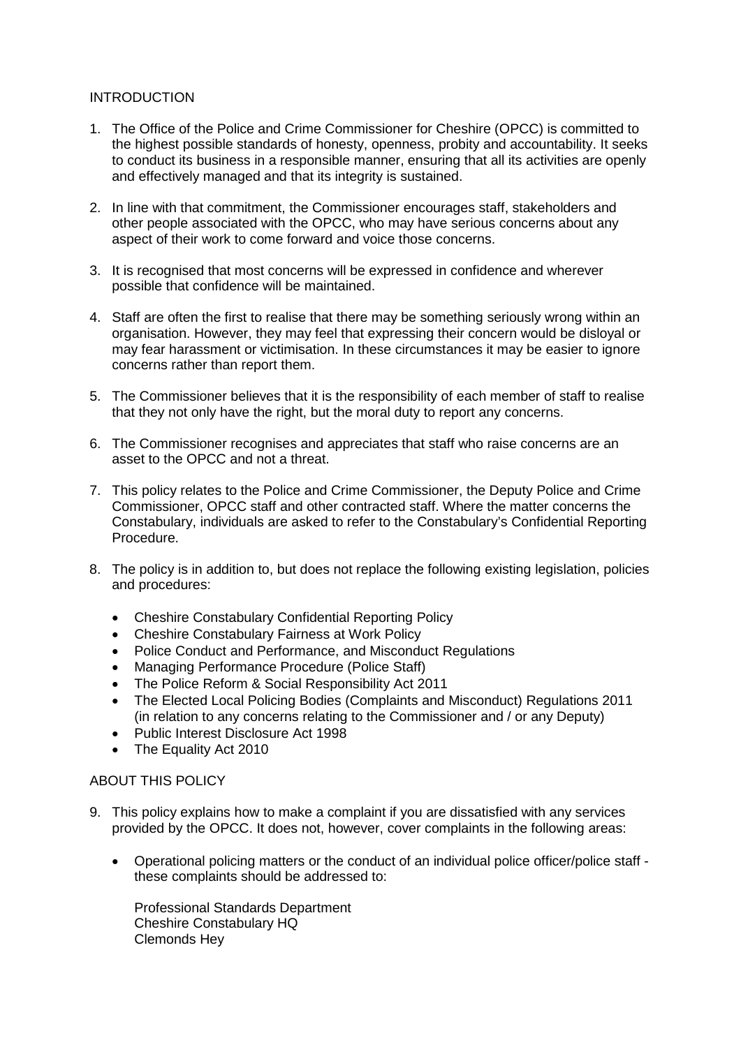## INTRODUCTION

1. The Office of the Police and Crime Commissioner for Cheshire (OPCC) is committed to the highest possible standards of honesty, openness, probity and accountability. It seeks to conduct its business in a responsible manner, ensuring that all its activities are openly and effectively managed and that its integrity is sustained.

2. In line with that commitment, the Commissioner encourages staff, stakeholders and other people associated with the OPCC, who may have serious concerns about any aspect of their work to come forward and voice those concerns.

3. It is recognised that most concerns will be expressed in confidence and wherever possible that confidence will be maintained.

4. Staff are often the first to realise that there may be something seriously wrong within an organisation. However, they may feel that expressing their concern would be disloyal or may fear harassment or victimisation. In these circumstances it may be easier to ignore concerns rather than report them.

5. The Commissioner believes that it is the responsibility of each member of staff to realise that they not only have the right, but the moral duty to report any concerns.

6. The Commissioner recognises and appreciates that staff who raise concerns are an asset to the OPCC and not a threat.

7. This policy relates to the Police and Crime Commissioner, the Deputy Police and Crime Commissioner, OPCC staff and other contracted staff. Where the matter concerns the Constabulary, individuals are asked to refer to the Constabulary's Confidential Reporting Procedure.

8. The policy is in addition to, but does not replace the following existing legislation, policies and procedures:

   - Cheshire Constabulary Confidential Reporting Policy
   - Cheshire Constabulary Fairness at Work Policy
   - Police Conduct and Performance, and Misconduct Regulations
   - Managing Performance Procedure (Police Staff)
   - The Police Reform & Social Responsibility Act 2011
   - The Elected Local Policing Bodies (Complaints and Misconduct) Regulations 2011 (in relation to any concerns relating to the Commissioner and / or any Deputy)
   - Public Interest Disclosure Act 1998
   - The Equality Act 2010

## ABOUT THIS POLICY

9. This policy explains how to make a complaint if you are dissatisfied with any services provided by the OPCC. It does not, however, cover complaints in the following areas:

   - Operational policing matters or the conduct of an individual police officer/police staff - these complaints should be addressed to:

     Professional Standards Department
     Cheshire Constabulary HQ
     Clemonds Hey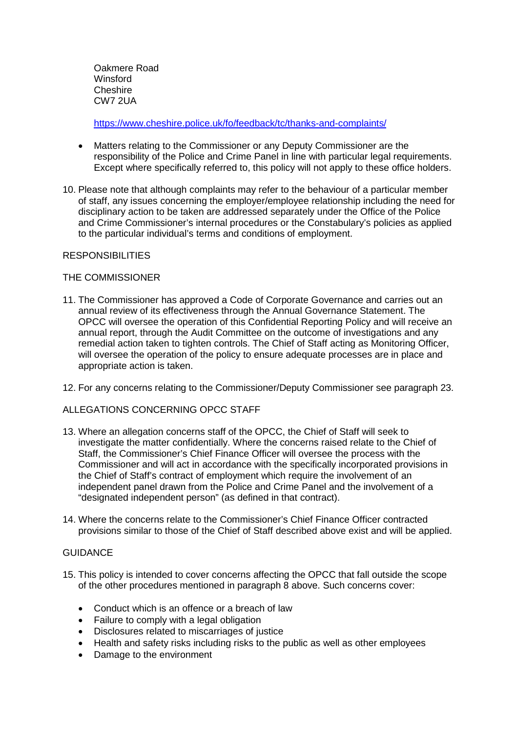Oakmere Road
Winsford
Cheshire
CW7 2UA

https://www.cheshire.police.uk/fo/feedback/tc/thanks-and-complaints/

- Matters relating to the Commissioner or any Deputy Commissioner are the responsibility of the Police and Crime Panel in line with particular legal requirements. Except where specifically referred to, this policy will not apply to these office holders.

10. Please note that although complaints may refer to the behaviour of a particular member of staff, any issues concerning the employer/employee relationship including the need for disciplinary action to be taken are addressed separately under the Office of the Police and Crime Commissioner's internal procedures or the Constabulary's policies as applied to the particular individual's terms and conditions of employment.

## RESPONSIBILITIES

### THE COMMISSIONER

11. The Commissioner has approved a Code of Corporate Governance and carries out an annual review of its effectiveness through the Annual Governance Statement. The OPCC will oversee the operation of this Confidential Reporting Policy and will receive an annual report, through the Audit Committee on the outcome of investigations and any remedial action taken to tighten controls. The Chief of Staff acting as Monitoring Officer, will oversee the operation of the policy to ensure adequate processes are in place and appropriate action is taken.

12. For any concerns relating to the Commissioner/Deputy Commissioner see paragraph 23.

### ALLEGATIONS CONCERNING OPCC STAFF

13. Where an allegation concerns staff of the OPCC, the Chief of Staff will seek to investigate the matter confidentially. Where the concerns raised relate to the Chief of Staff, the Commissioner's Chief Finance Officer will oversee the process with the Commissioner and will act in accordance with the specifically incorporated provisions in the Chief of Staff's contract of employment which require the involvement of an independent panel drawn from the Police and Crime Panel and the involvement of a "designated independent person" (as defined in that contract).

14. Where the concerns relate to the Commissioner's Chief Finance Officer contracted provisions similar to those of the Chief of Staff described above exist and will be applied.

## GUIDANCE

15. This policy is intended to cover concerns affecting the OPCC that fall outside the scope of the other procedures mentioned in paragraph 8 above. Such concerns cover:

    - Conduct which is an offence or a breach of law
    - Failure to comply with a legal obligation
    - Disclosures related to miscarriages of justice
    - Health and safety risks including risks to the public as well as other employees
    - Damage to the environment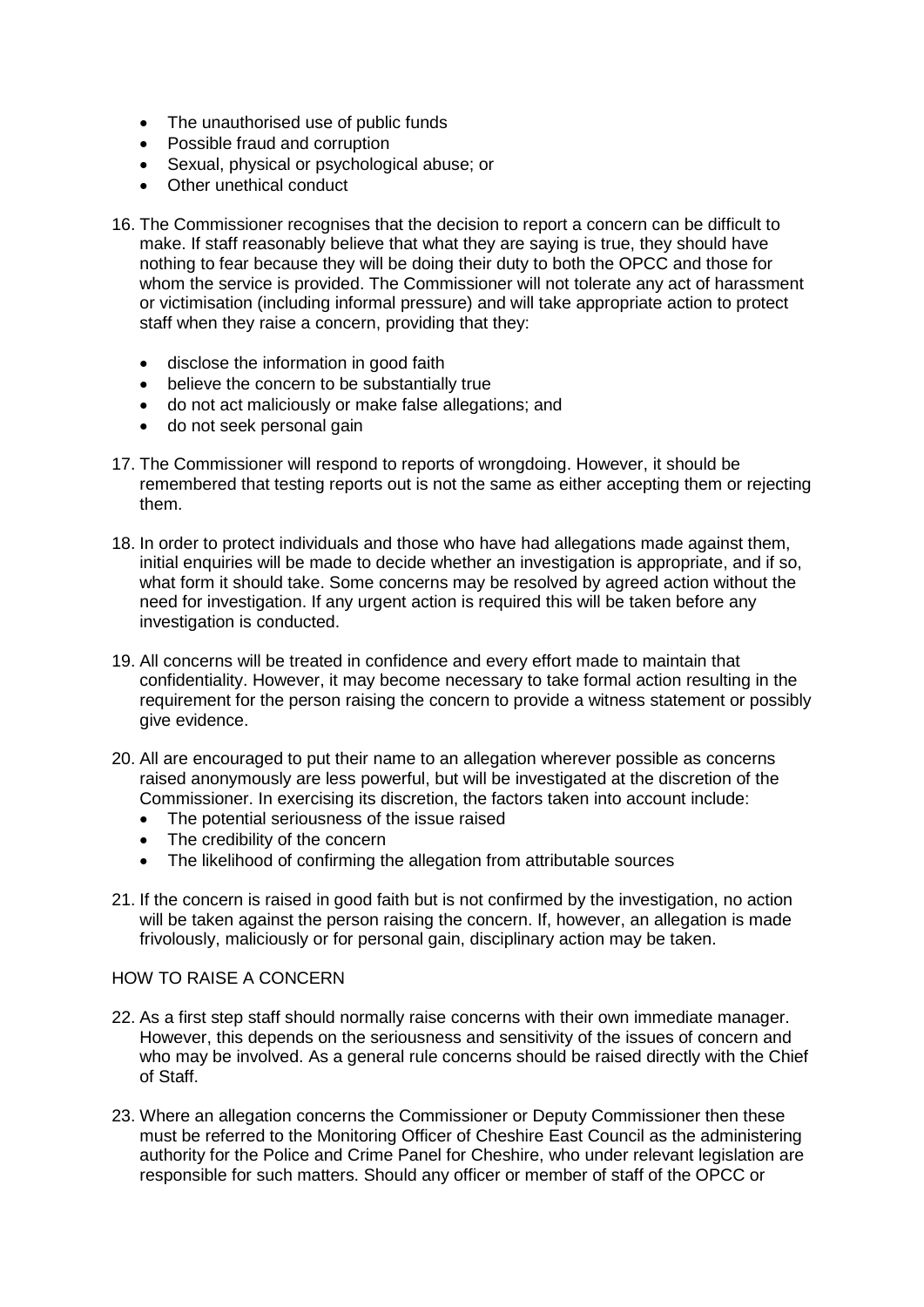- The unauthorised use of public funds
- Possible fraud and corruption
- Sexual, physical or psychological abuse; or
- Other unethical conduct

16. The Commissioner recognises that the decision to report a concern can be difficult to make. If staff reasonably believe that what they are saying is true, they should have nothing to fear because they will be doing their duty to both the OPCC and those for whom the service is provided. The Commissioner will not tolerate any act of harassment or victimisation (including informal pressure) and will take appropriate action to protect staff when they raise a concern, providing that they:

    - disclose the information in good faith
    - believe the concern to be substantially true
    - do not act maliciously or make false allegations; and
    - do not seek personal gain

17. The Commissioner will respond to reports of wrongdoing. However, it should be remembered that testing reports out is not the same as either accepting them or rejecting them.

18. In order to protect individuals and those who have had allegations made against them, initial enquiries will be made to decide whether an investigation is appropriate, and if so, what form it should take. Some concerns may be resolved by agreed action without the need for investigation. If any urgent action is required this will be taken before any investigation is conducted.

19. All concerns will be treated in confidence and every effort made to maintain that confidentiality. However, it may become necessary to take formal action resulting in the requirement for the person raising the concern to provide a witness statement or possibly give evidence.

20. All are encouraged to put their name to an allegation wherever possible as concerns raised anonymously are less powerful, but will be investigated at the discretion of the Commissioner. In exercising its discretion, the factors taken into account include:
    - The potential seriousness of the issue raised
    - The credibility of the concern
    - The likelihood of confirming the allegation from attributable sources

21. If the concern is raised in good faith but is not confirmed by the investigation, no action will be taken against the person raising the concern. If, however, an allegation is made frivolously, maliciously or for personal gain, disciplinary action may be taken.

HOW TO RAISE A CONCERN

22. As a first step staff should normally raise concerns with their own immediate manager. However, this depends on the seriousness and sensitivity of the issues of concern and who may be involved. As a general rule concerns should be raised directly with the Chief of Staff.

23. Where an allegation concerns the Commissioner or Deputy Commissioner then these must be referred to the Monitoring Officer of Cheshire East Council as the administering authority for the Police and Crime Panel for Cheshire, who under relevant legislation are responsible for such matters. Should any officer or member of staff of the OPCC or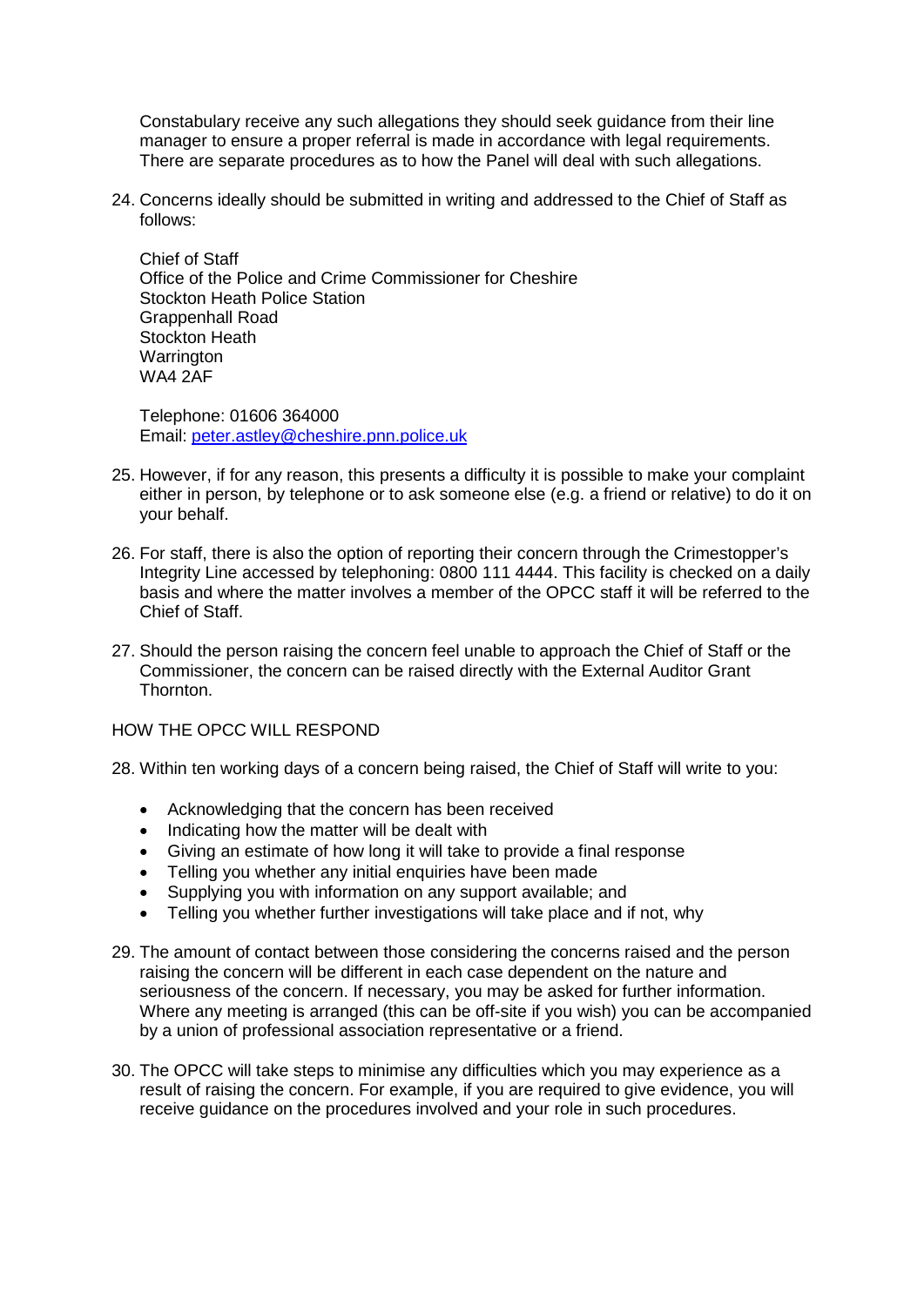Constabulary receive any such allegations they should seek guidance from their line manager to ensure a proper referral is made in accordance with legal requirements. There are separate procedures as to how the Panel will deal with such allegations.

24. Concerns ideally should be submitted in writing and addressed to the Chief of Staff as follows:

    Chief of Staff
    Office of the Police and Crime Commissioner for Cheshire
    Stockton Heath Police Station
    Grappenhall Road
    Stockton Heath
    Warrington
    WA4 2AF

    Telephone: 01606 364000
    Email: [peter.astley@cheshire.pnn.police.uk](mailto:peter.astley@cheshire.pnn.police.uk)

25. However, if for any reason, this presents a difficulty it is possible to make your complaint either in person, by telephone or to ask someone else (e.g. a friend or relative) to do it on your behalf.

26. For staff, there is also the option of reporting their concern through the Crimestopper's Integrity Line accessed by telephoning: 0800 111 4444. This facility is checked on a daily basis and where the matter involves a member of the OPCC staff it will be referred to the Chief of Staff.

27. Should the person raising the concern feel unable to approach the Chief of Staff or the Commissioner, the concern can be raised directly with the External Auditor Grant Thornton.

## HOW THE OPCC WILL RESPOND

28. Within ten working days of a concern being raised, the Chief of Staff will write to you:

    - Acknowledging that the concern has been received
    - Indicating how the matter will be dealt with
    - Giving an estimate of how long it will take to provide a final response
    - Telling you whether any initial enquiries have been made
    - Supplying you with information on any support available; and
    - Telling you whether further investigations will take place and if not, why

29. The amount of contact between those considering the concerns raised and the person raising the concern will be different in each case dependent on the nature and seriousness of the concern. If necessary, you may be asked for further information. Where any meeting is arranged (this can be off-site if you wish) you can be accompanied by a union of professional association representative or a friend.

30. The OPCC will take steps to minimise any difficulties which you may experience as a result of raising the concern. For example, if you are required to give evidence, you will receive guidance on the procedures involved and your role in such procedures.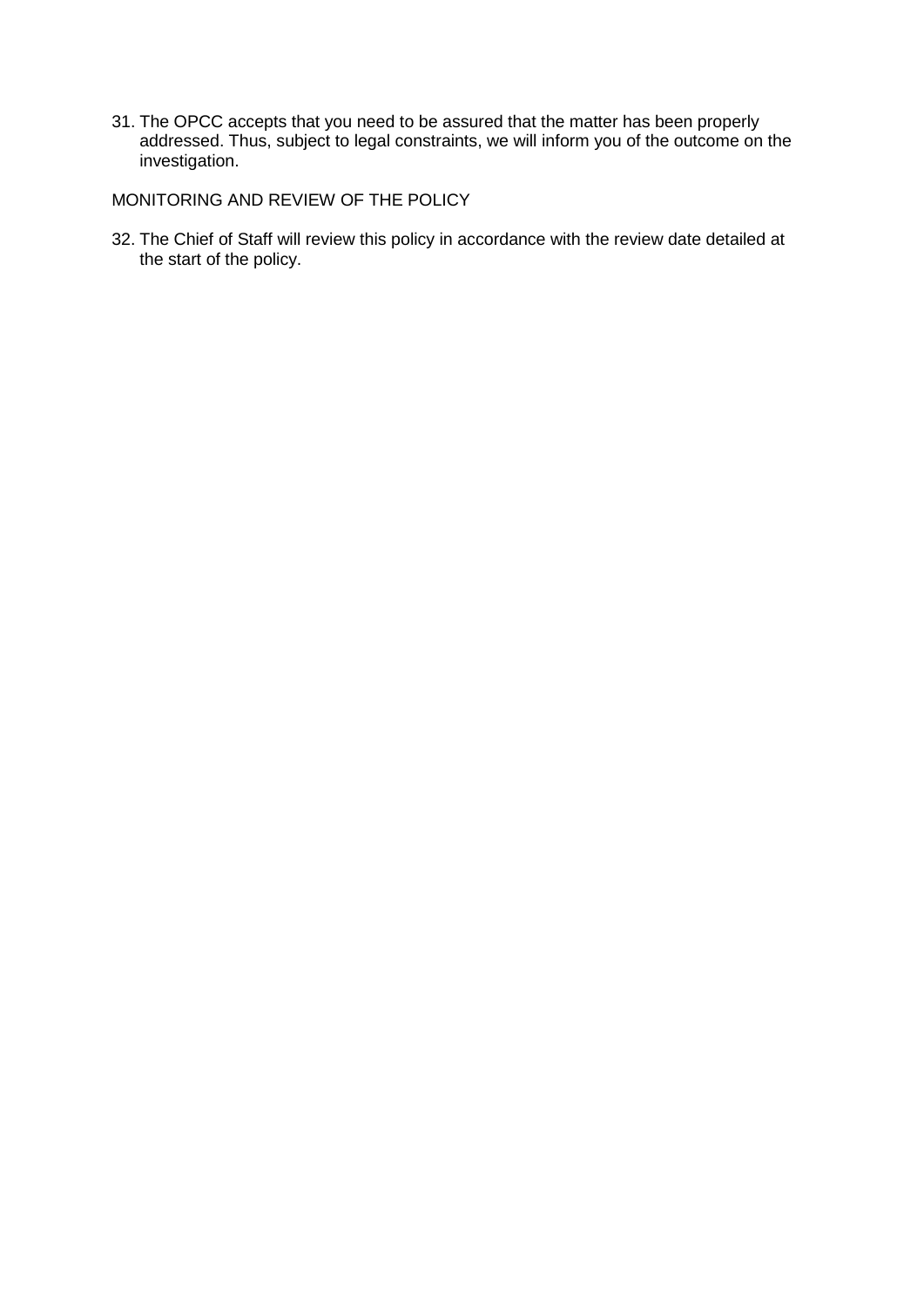31. The OPCC accepts that you need to be assured that the matter has been properly addressed. Thus, subject to legal constraints, we will inform you of the outcome on the investigation.

MONITORING AND REVIEW OF THE POLICY

32. The Chief of Staff will review this policy in accordance with the review date detailed at the start of the policy.